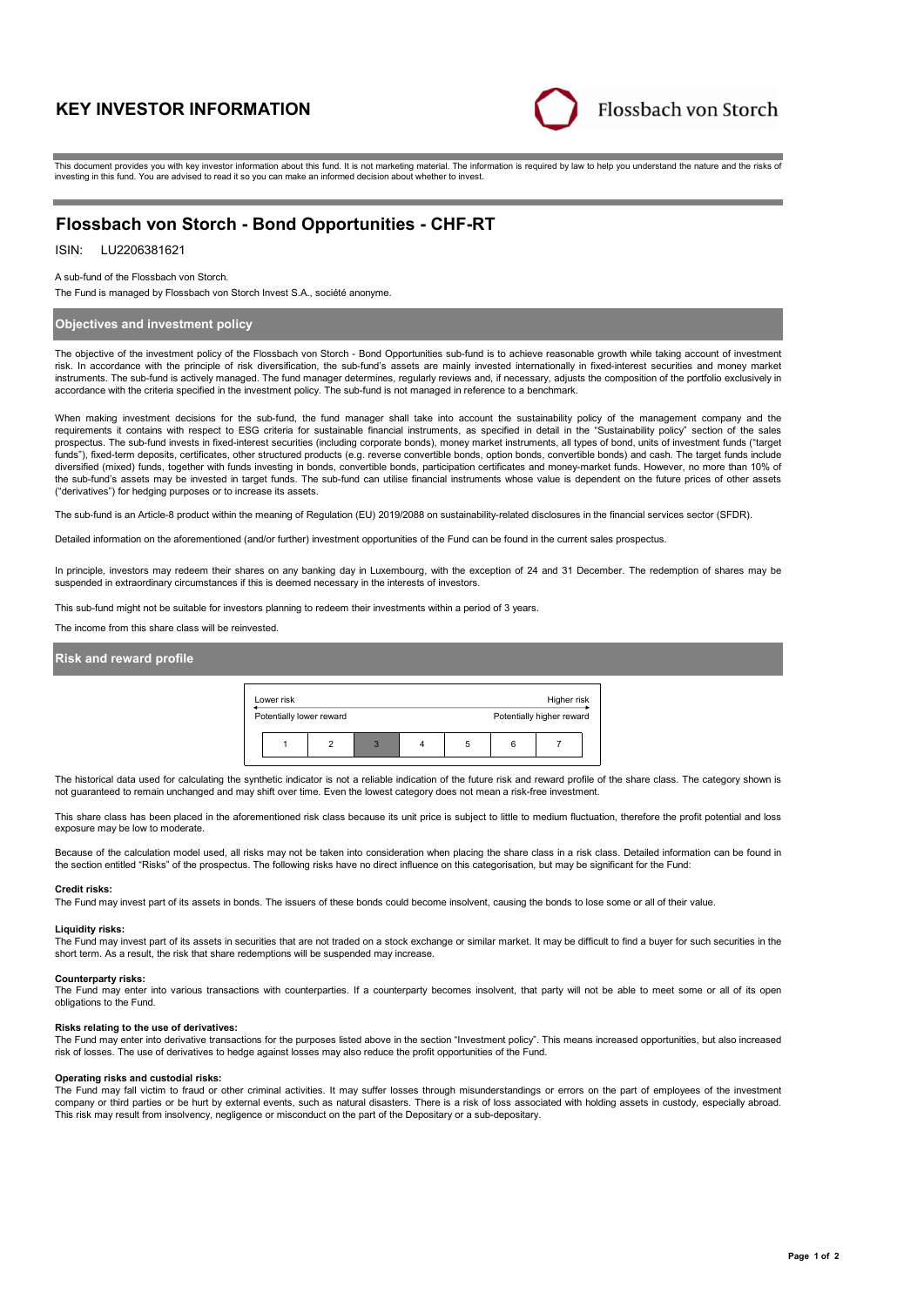# KEY INVESTOR INFORMATION

Flossbach von Storch

This document provides you with key investor information about this fund. It is not marketing material. The information is required by law to help you understand the nature and the risks of investing in this fund. You are advised to read it so you can make an informed decision about whether to invest.

# Flossbach von Storch - Bond Opportunities - CHF-RT

ISIN: LU2206381621

A sub-fund of the Flossbach von Storch.

The Fund is managed by Flossbach von Storch Invest S.A., société anonyme.

## Objectives and investment policy

The objective of the investment policy of the Flossbach von Storch - Bond Opportunities sub-fund is to achieve reasonable growth while taking account of investment risk. In accordance with the principle of risk diversification, the sub-fund's assets are mainly invested internationally in fixed-interest securities and money market instruments. The sub-fund is actively managed. The fund manager determines, regularly reviews and, if necessary, adjusts the composition of the portfolio exclusively in accordance with the criteria specified in the investment policy. The sub-fund is not managed in reference to a benchmark.

When making investment decisions for the sub-fund, the fund manager shall take into account the sustainability policy of the management company and the requirements it contains with respect to ESG criteria for sustainable financial instruments, as specified in detail in the "Sustainability policy" section of the sales prospectus. The sub-fund invests in fixed-interest securities (including corporate bonds), money market instruments, all types of bond, units of investment funds ("target funds"), fixed-term deposits, certificates, other structured products (e.g. reverse convertible bonds, option bonds, convertible bonds) and cash. The target funds include diversified (mixed) funds, together with funds investing in bonds, convertible bonds, participation certificates and money-market funds. However, no more than 10% of the sub-fund's assets may be invested in target funds. The sub-fund can utilise financial instruments whose value is dependent on the future prices of other assets ("derivatives") for hedging purposes or to increase its assets.

The sub-fund is an Article-8 product within the meaning of Regulation (EU) 2019/2088 on sustainability-related disclosures in the financial services sector (SFDR).

Detailed information on the aforementioned (and/or further) investment opportunities of the Fund can be found in the current sales prospectus.

In principle, investors may redeem their shares on any banking day in Luxembourg, with the exception of 24 and 31 December. The redemption of shares may be suspended in extraordinary circumstances if this is deemed necessary in the interests of investors.

This sub-fund might not be suitable for investors planning to redeem their investments within a period of 3 years.

The income from this share class will be reinvested.

## Risk and reward profile

| Lower risk | | | | | | Higher risk |
|---|---|---|---|---|---|---|
| Potentially lower reward | | | | | | Potentially higher reward |
| 1 | 2 | **3** | 4 | 5 | 6 | 7 |

The historical data used for calculating the synthetic indicator is not a reliable indication of the future risk and reward profile of the share class. The category shown is not guaranteed to remain unchanged and may shift over time. Even the lowest category does not mean a risk-free investment.

This share class has been placed in the aforementioned risk class because its unit price is subject to little to medium fluctuation, therefore the profit potential and loss exposure may be low to moderate.

Because of the calculation model used, all risks may not be taken into consideration when placing the share class in a risk class. Detailed information can be found in the section entitled "Risks" of the prospectus. The following risks have no direct influence on this categorisation, but may be significant for the Fund:

**Credit risks:**
The Fund may invest part of its assets in bonds. The issuers of these bonds could become insolvent, causing the bonds to lose some or all of their value.

**Liquidity risks:**
The Fund may invest part of its assets in securities that are not traded on a stock exchange or similar market. It may be difficult to find a buyer for such securities in the short term. As a result, the risk that share redemptions will be suspended may increase.

**Counterparty risks:**
The Fund may enter into various transactions with counterparties. If a counterparty becomes insolvent, that party will not be able to meet some or all of its open obligations to the Fund.

**Risks relating to the use of derivatives:**
The Fund may enter into derivative transactions for the purposes listed above in the section "Investment policy". This means increased opportunities, but also increased risk of losses. The use of derivatives to hedge against losses may also reduce the profit opportunities of the Fund.

**Operating risks and custodial risks:**
The Fund may fall victim to fraud or other criminal activities. It may suffer losses through misunderstandings or errors on the part of employees of the investment company or third parties or be hurt by external events, such as natural disasters. There is a risk of loss associated with holding assets in custody, especially abroad. This risk may result from insolvency, negligence or misconduct on the part of the Depositary or a sub-depositary.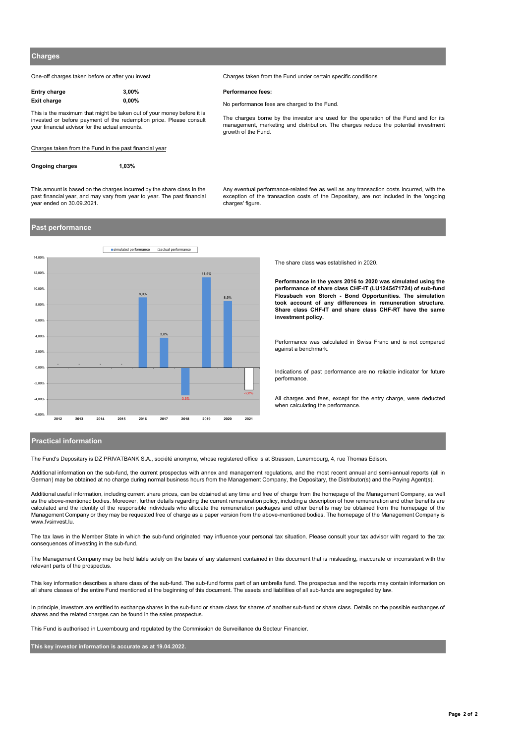## Charges

One-off charges taken before or after you invest

| | |
|---|---|
| **Entry charge** | **3,00%** |
| **Exit charge** | **0,00%** |

This is the maximum that might be taken out of your money before it is invested or before payment of the redemption price. Please consult your financial advisor for the actual amounts.

Charges taken from the Fund in the past financial year

| | |
|---|---|
| **Ongoing charges** | **1,03%** |

This amount is based on the charges incurred by the share class in the past financial year, and may vary from year to year. The past financial year ended on 30.09.2021.

Charges taken from the Fund under certain specific conditions

**Performance fees:**

No performance fees are charged to the Fund.

The charges borne by the investor are used for the operation of the Fund and for its management, marketing and distribution. The charges reduce the potential investment growth of the Fund.

Any eventual performance-related fee as well as any transaction costs incurred, with the exception of the transaction costs of the Depositary, are not included in the 'ongoing charges' figure.

## Past performance

simulated performance
actual performance

14.00%
12.00%
10.00%
8.00%
6.00%
4.00%
2.00%
0.00%
-2.00%
-4.00%
-6.00%

- - - -
8,9%
3,8%
-3,5%
11,5%
8,5%
-2,8%

2012 2013 2014 2015 2016 2017 2018 2019 2020 2021

The share class was established in 2020.

**Performance in the years 2016 to 2020 was simulated using the performance of share class CHF-IT (LU1245471724) of sub-fund Flossbach von Storch - Bond Opportunities. The simulation took account of any differences in remuneration structure. Share class CHF-IT and share class CHF-RT have the same investment policy.**

Performance was calculated in Swiss Franc and is not compared against a benchmark.

Indications of past performance are no reliable indicator for future performance.

All charges and fees, except for the entry charge, were deducted when calculating the performance.

## Practical information

The Fund's Depositary is DZ PRIVATBANK S.A., société anonyme, whose registered office is at Strassen, Luxembourg, 4, rue Thomas Edison.

Additional information on the sub-fund, the current prospectus with annex and management regulations, and the most recent annual and semi-annual reports (all in German) may be obtained at no charge during normal business hours from the Management Company, the Depositary, the Distributor(s) and the Paying Agent(s).

Additional useful information, including current share prices, can be obtained at any time and free of charge from the homepage of the Management Company, as well as the above-mentioned bodies. Moreover, further details regarding the current remuneration policy, including a description of how remuneration and other benefits are calculated and the identity of the responsible individuals who allocate the remuneration packages and other benefits may be obtained from the homepage of the Management Company or they may be requested free of charge as a paper version from the above-mentioned bodies. The homepage of the Management Company is www.fvsinvest.lu.

The tax laws in the Member State in which the sub-fund originated may influence your personal tax situation. Please consult your tax advisor with regard to the tax consequences of investing in the sub-fund.

The Management Company may be held liable solely on the basis of any statement contained in this document that is misleading, inaccurate or inconsistent with the relevant parts of the prospectus.

This key information describes a share class of the sub-fund. The sub-fund forms part of an umbrella fund. The prospectus and the reports may contain information on all share classes of the entire Fund mentioned at the beginning of this document. The assets and liabilities of all sub-funds are segregated by law.

In principle, investors are entitled to exchange shares in the sub-fund or share class for shares of another sub-fund or share class. Details on the possible exchanges of shares and the related charges can be found in the sales prospectus.

This Fund is authorised in Luxembourg and regulated by the Commission de Surveillance du Secteur Financier.

**This key investor information is accurate as at 19.04.2022.**